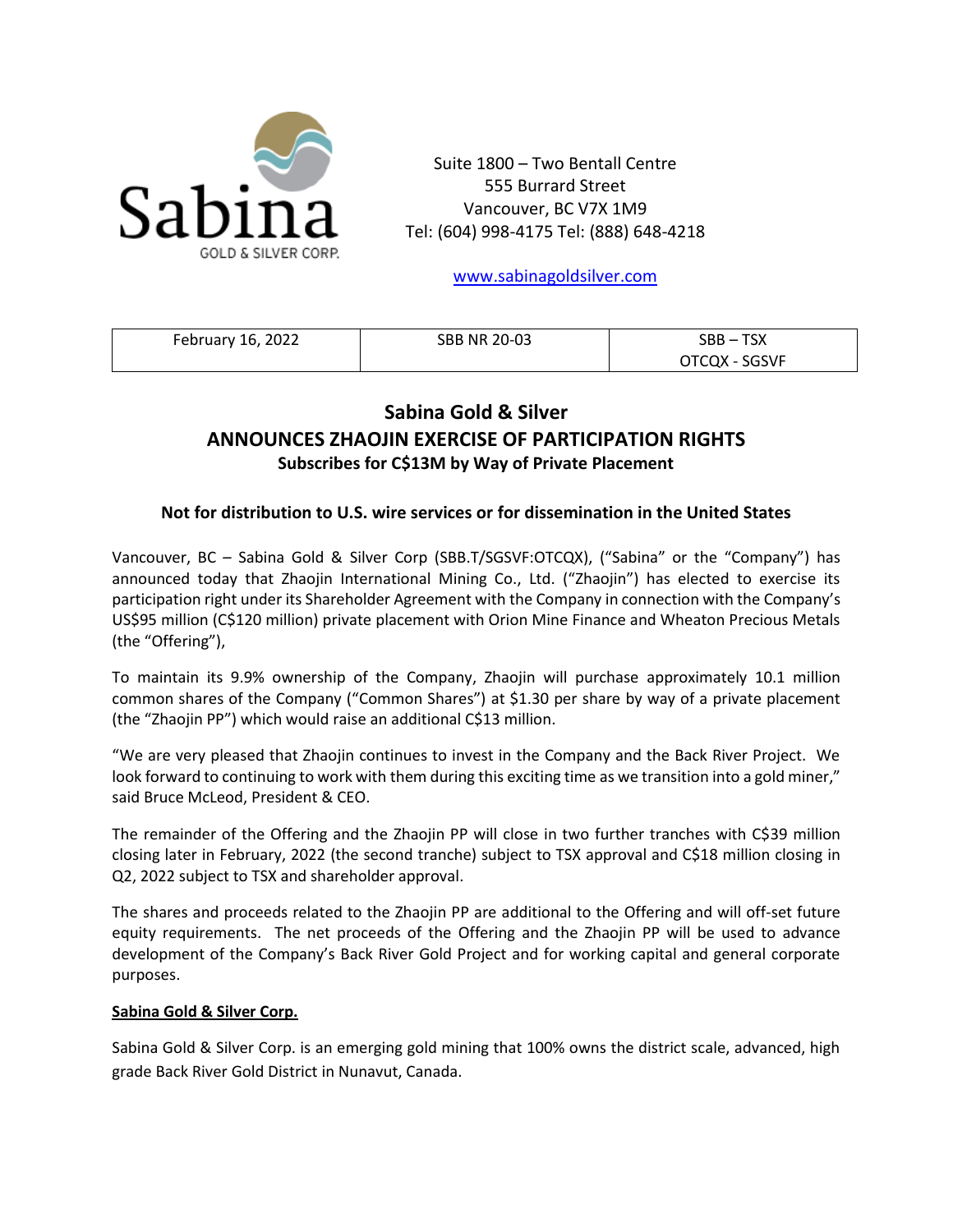Sabina
GOLD & SILVER CORP.

Suite 1800 – Two Bentall Centre
555 Burrard Street
Vancouver, BC V7X 1M9
Tel: (604) 998-4175 Tel: (888) 648-4218

www.sabinagoldsilver.com

| February 16, 2022 | SBB NR 20-03 | SBB – TSX<br>OTCQX - SGSVF |
|---|---|---|

# Sabina Gold & Silver
## ANNOUNCES ZHAOJIN EXERCISE OF PARTICIPATION RIGHTS
### Subscribes for C$13M by Way of Private Placement

**Not for distribution to U.S. wire services or for dissemination in the United States**

Vancouver, BC – Sabina Gold & Silver Corp (SBB.T/SGSVF:OTCQX), ("Sabina" or the "Company") has announced today that Zhaojin International Mining Co., Ltd. ("Zhaojin") has elected to exercise its participation right under its Shareholder Agreement with the Company in connection with the Company's US$95 million (C$120 million) private placement with Orion Mine Finance and Wheaton Precious Metals (the "Offering"),

To maintain its 9.9% ownership of the Company, Zhaojin will purchase approximately 10.1 million common shares of the Company ("Common Shares") at $1.30 per share by way of a private placement (the "Zhaojin PP") which would raise an additional C$13 million.

"We are very pleased that Zhaojin continues to invest in the Company and the Back River Project. We look forward to continuing to work with them during this exciting time as we transition into a gold miner," said Bruce McLeod, President & CEO.

The remainder of the Offering and the Zhaojin PP will close in two further tranches with C$39 million closing later in February, 2022 (the second tranche) subject to TSX approval and C$18 million closing in Q2, 2022 subject to TSX and shareholder approval.

The shares and proceeds related to the Zhaojin PP are additional to the Offering and will off-set future equity requirements. The net proceeds of the Offering and the Zhaojin PP will be used to advance development of the Company's Back River Gold Project and for working capital and general corporate purposes.

**Sabina Gold & Silver Corp.**

Sabina Gold & Silver Corp. is an emerging gold mining that 100% owns the district scale, advanced, high grade Back River Gold District in Nunavut, Canada.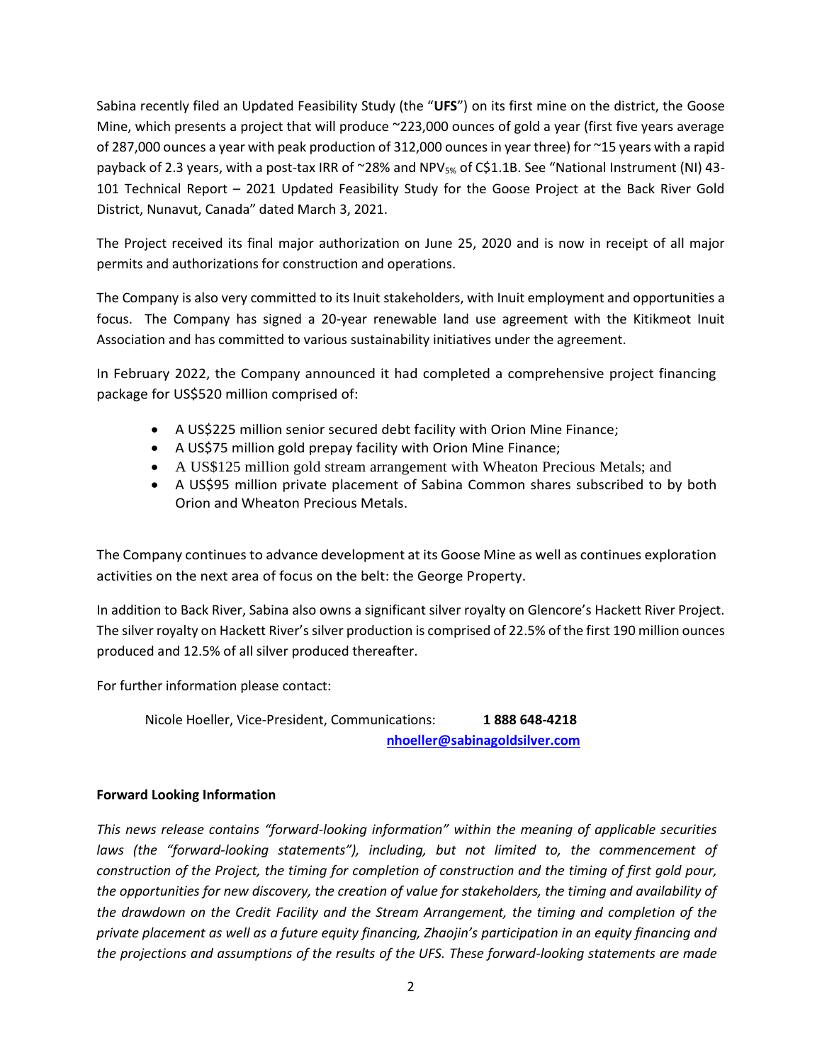Sabina recently filed an Updated Feasibility Study (the "**UFS**") on its first mine on the district, the Goose Mine, which presents a project that will produce ~223,000 ounces of gold a year (first five years average of 287,000 ounces a year with peak production of 312,000 ounces in year three) for ~15 years with a rapid payback of 2.3 years, with a post-tax IRR of ~28% and $NPV_{5\%}$ of C$1.1B. See "National Instrument (NI) 43-101 Technical Report – 2021 Updated Feasibility Study for the Goose Project at the Back River Gold District, Nunavut, Canada" dated March 3, 2021.

The Project received its final major authorization on June 25, 2020 and is now in receipt of all major permits and authorizations for construction and operations.

The Company is also very committed to its Inuit stakeholders, with Inuit employment and opportunities a focus. The Company has signed a 20-year renewable land use agreement with the Kitikmeot Inuit Association and has committed to various sustainability initiatives under the agreement.

In February 2022, the Company announced it had completed a comprehensive project financing package for US$520 million comprised of:

- A US$225 million senior secured debt facility with Orion Mine Finance;
- A US$75 million gold prepay facility with Orion Mine Finance;
- A US$125 million gold stream arrangement with Wheaton Precious Metals; and
- A US$95 million private placement of Sabina Common shares subscribed to by both Orion and Wheaton Precious Metals.

The Company continues to advance development at its Goose Mine as well as continues exploration activities on the next area of focus on the belt: the George Property.

In addition to Back River, Sabina also owns a significant silver royalty on Glencore's Hackett River Project. The silver royalty on Hackett River's silver production is comprised of 22.5% of the first 190 million ounces produced and 12.5% of all silver produced thereafter.

For further information please contact:

Nicole Hoeller, Vice-President, Communications: **1 888 648-4218**
**nhoeller@sabinagoldsilver.com**

**Forward Looking Information**

*This news release contains "forward-looking information" within the meaning of applicable securities laws (the "forward-looking statements"), including, but not limited to, the commencement of construction of the Project, the timing for completion of construction and the timing of first gold pour, the opportunities for new discovery, the creation of value for stakeholders, the timing and availability of the drawdown on the Credit Facility and the Stream Arrangement, the timing and completion of the private placement as well as a future equity financing, Zhaojin's participation in an equity financing and the projections and assumptions of the results of the UFS. These forward-looking statements are made*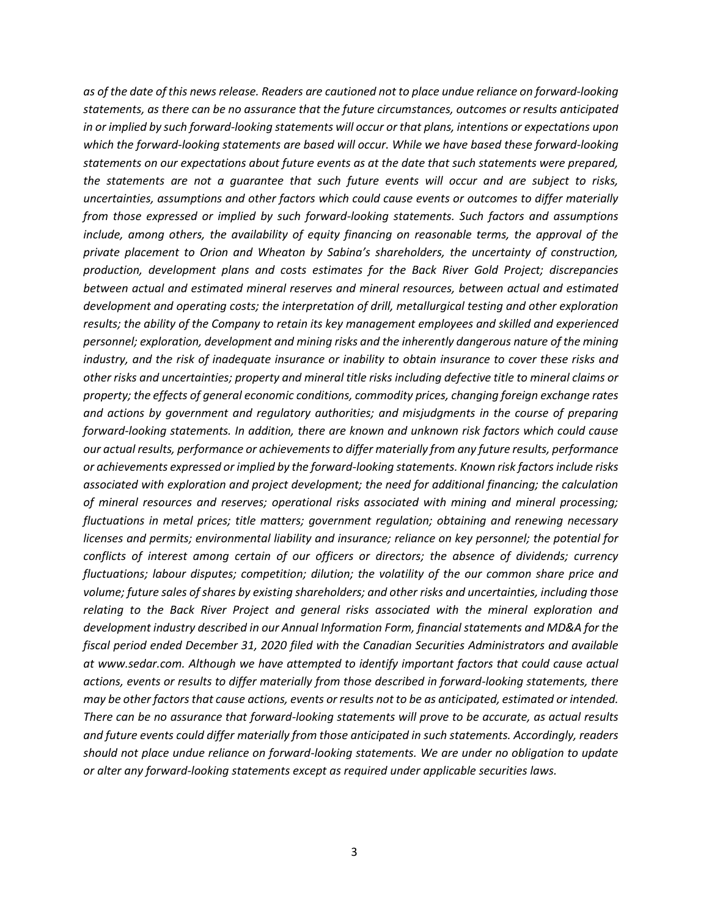*as of the date of this news release. Readers are cautioned not to place undue reliance on forward-looking statements, as there can be no assurance that the future circumstances, outcomes or results anticipated in or implied by such forward-looking statements will occur or that plans, intentions or expectations upon which the forward-looking statements are based will occur. While we have based these forward-looking statements on our expectations about future events as at the date that such statements were prepared, the statements are not a guarantee that such future events will occur and are subject to risks, uncertainties, assumptions and other factors which could cause events or outcomes to differ materially from those expressed or implied by such forward-looking statements. Such factors and assumptions include, among others, the availability of equity financing on reasonable terms, the approval of the private placement to Orion and Wheaton by Sabina's shareholders, the uncertainty of construction, production, development plans and costs estimates for the Back River Gold Project; discrepancies between actual and estimated mineral reserves and mineral resources, between actual and estimated development and operating costs; the interpretation of drill, metallurgical testing and other exploration results; the ability of the Company to retain its key management employees and skilled and experienced personnel; exploration, development and mining risks and the inherently dangerous nature of the mining industry, and the risk of inadequate insurance or inability to obtain insurance to cover these risks and other risks and uncertainties; property and mineral title risks including defective title to mineral claims or property; the effects of general economic conditions, commodity prices, changing foreign exchange rates and actions by government and regulatory authorities; and misjudgments in the course of preparing forward-looking statements. In addition, there are known and unknown risk factors which could cause our actual results, performance or achievements to differ materially from any future results, performance or achievements expressed or implied by the forward-looking statements. Known risk factors include risks associated with exploration and project development; the need for additional financing; the calculation of mineral resources and reserves; operational risks associated with mining and mineral processing; fluctuations in metal prices; title matters; government regulation; obtaining and renewing necessary licenses and permits; environmental liability and insurance; reliance on key personnel; the potential for conflicts of interest among certain of our officers or directors; the absence of dividends; currency fluctuations; labour disputes; competition; dilution; the volatility of the our common share price and volume; future sales of shares by existing shareholders; and other risks and uncertainties, including those relating to the Back River Project and general risks associated with the mineral exploration and development industry described in our Annual Information Form, financial statements and MD&A for the fiscal period ended December 31, 2020 filed with the Canadian Securities Administrators and available at www.sedar.com. Although we have attempted to identify important factors that could cause actual actions, events or results to differ materially from those described in forward-looking statements, there may be other factors that cause actions, events or results not to be as anticipated, estimated or intended. There can be no assurance that forward-looking statements will prove to be accurate, as actual results and future events could differ materially from those anticipated in such statements. Accordingly, readers should not place undue reliance on forward-looking statements. We are under no obligation to update or alter any forward-looking statements except as required under applicable securities laws.*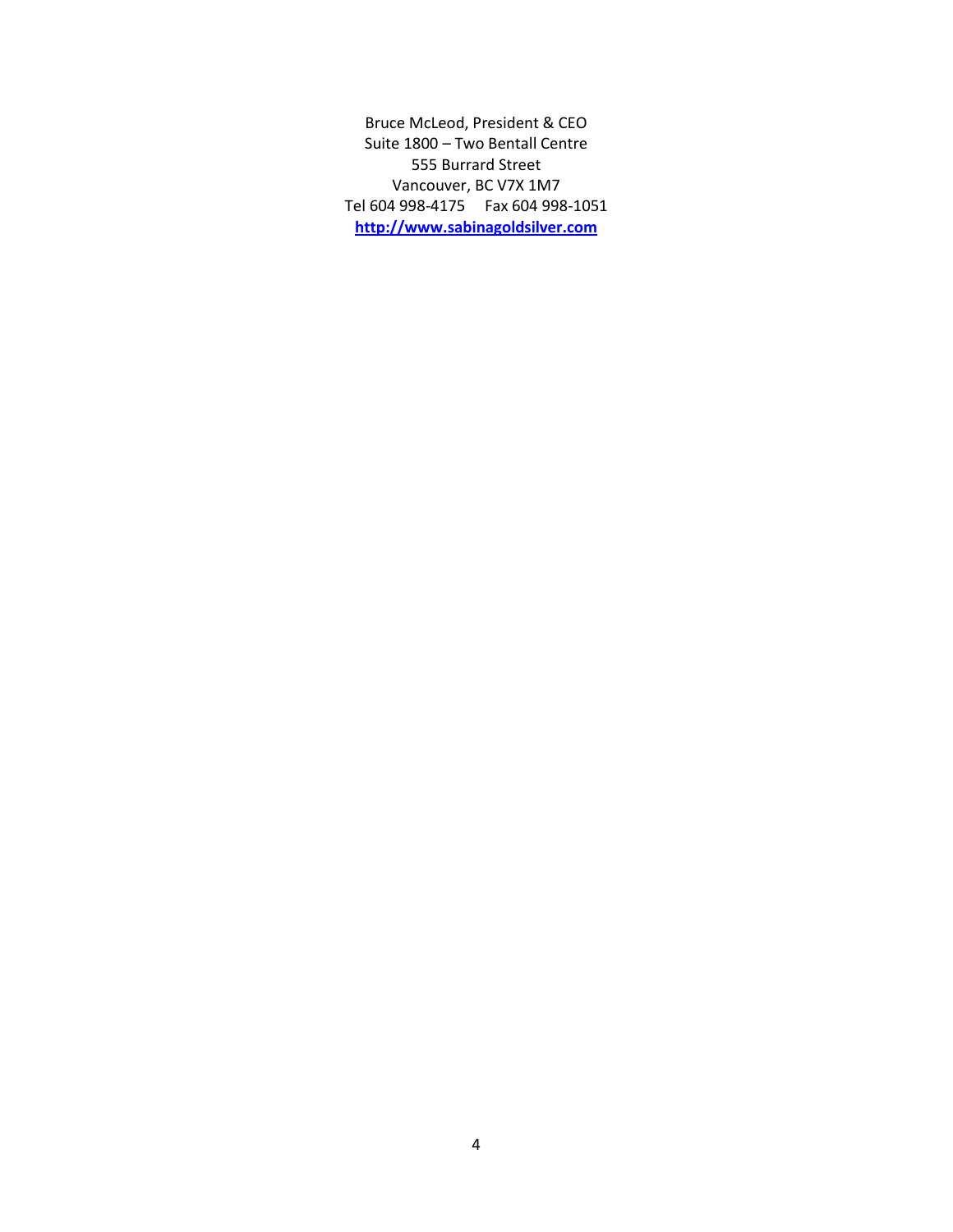Bruce McLeod, President & CEO
Suite 1800 – Two Bentall Centre
555 Burrard Street
Vancouver, BC V7X 1M7
Tel 604 998-4175     Fax 604 998-1051
**http://www.sabinagoldsilver.com**